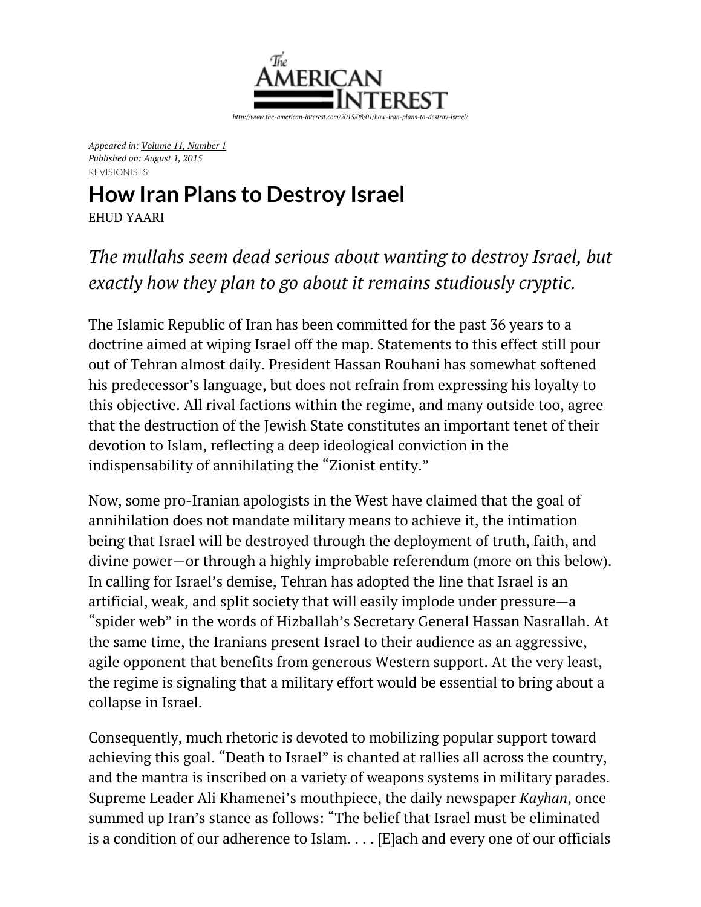The American Interest

http://www.the-american-interest.com/2015/08/01/how-iran-plans-to-destroy-israel/

*Appeared in: Volume 11, Number 1*
*Published on: August 1, 2015*
REVISIONISTS

# How Iran Plans to Destroy Israel

EHUD YAARI

*The mullahs seem dead serious about wanting to destroy Israel, but exactly how they plan to go about it remains studiously cryptic.*

The Islamic Republic of Iran has been committed for the past 36 years to a doctrine aimed at wiping Israel off the map. Statements to this effect still pour out of Tehran almost daily. President Hassan Rouhani has somewhat softened his predecessor's language, but does not refrain from expressing his loyalty to this objective. All rival factions within the regime, and many outside too, agree that the destruction of the Jewish State constitutes an important tenet of their devotion to Islam, reflecting a deep ideological conviction in the indispensability of annihilating the "Zionist entity."

Now, some pro-Iranian apologists in the West have claimed that the goal of annihilation does not mandate military means to achieve it, the intimation being that Israel will be destroyed through the deployment of truth, faith, and divine power—or through a highly improbable referendum (more on this below). In calling for Israel's demise, Tehran has adopted the line that Israel is an artificial, weak, and split society that will easily implode under pressure—a "spider web" in the words of Hizballah's Secretary General Hassan Nasrallah. At the same time, the Iranians present Israel to their audience as an aggressive, agile opponent that benefits from generous Western support. At the very least, the regime is signaling that a military effort would be essential to bring about a collapse in Israel.

Consequently, much rhetoric is devoted to mobilizing popular support toward achieving this goal. "Death to Israel" is chanted at rallies all across the country, and the mantra is inscribed on a variety of weapons systems in military parades. Supreme Leader Ali Khamenei's mouthpiece, the daily newspaper *Kayhan*, once summed up Iran's stance as follows: "The belief that Israel must be eliminated is a condition of our adherence to Islam. . . . [E]ach and every one of our officials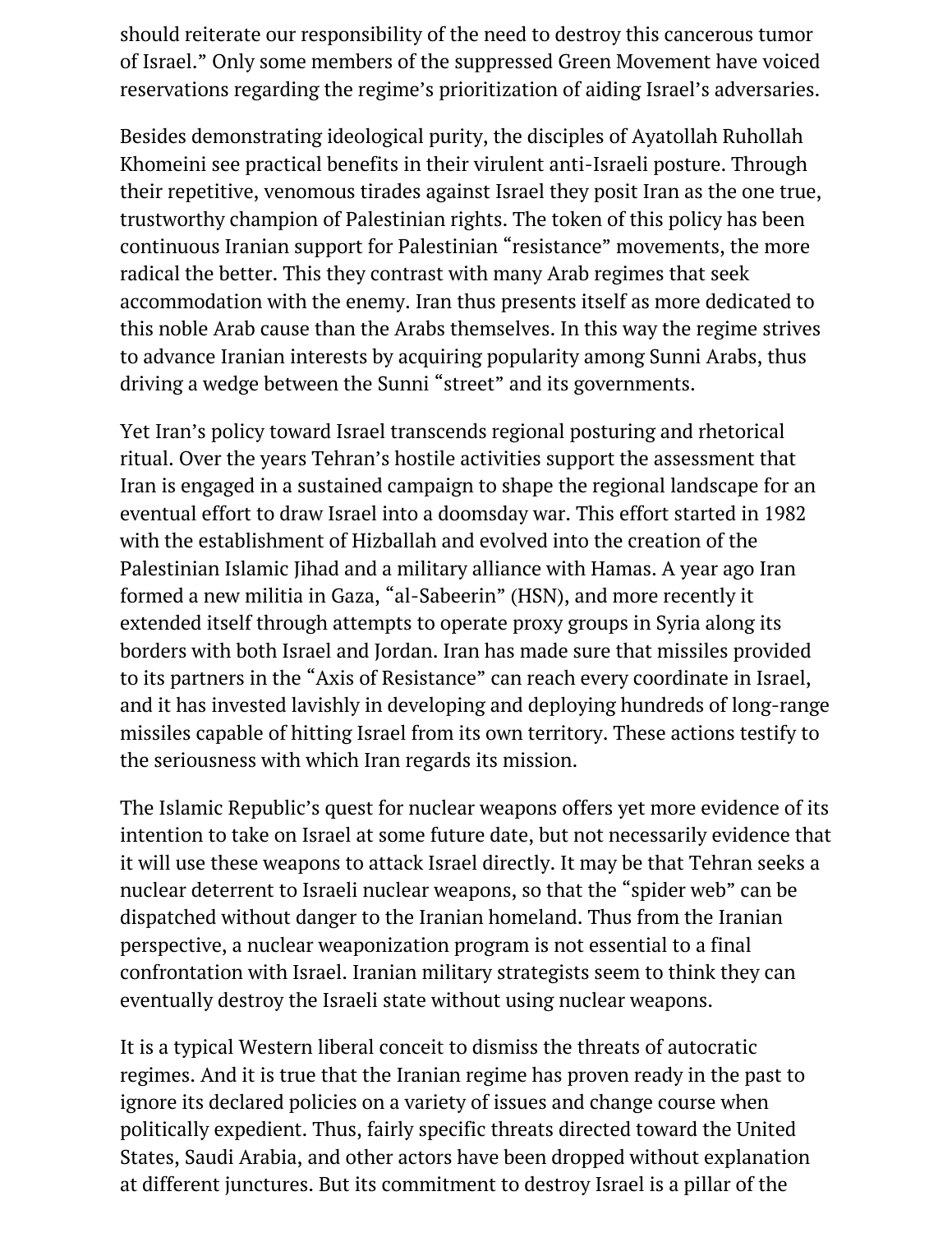should reiterate our responsibility of the need to destroy this cancerous tumor of Israel." Only some members of the suppressed Green Movement have voiced reservations regarding the regime's prioritization of aiding Israel's adversaries.

Besides demonstrating ideological purity, the disciples of Ayatollah Ruhollah Khomeini see practical benefits in their virulent anti-Israeli posture. Through their repetitive, venomous tirades against Israel they posit Iran as the one true, trustworthy champion of Palestinian rights. The token of this policy has been continuous Iranian support for Palestinian "resistance" movements, the more radical the better. This they contrast with many Arab regimes that seek accommodation with the enemy. Iran thus presents itself as more dedicated to this noble Arab cause than the Arabs themselves. In this way the regime strives to advance Iranian interests by acquiring popularity among Sunni Arabs, thus driving a wedge between the Sunni "street" and its governments.

Yet Iran's policy toward Israel transcends regional posturing and rhetorical ritual. Over the years Tehran's hostile activities support the assessment that Iran is engaged in a sustained campaign to shape the regional landscape for an eventual effort to draw Israel into a doomsday war. This effort started in 1982 with the establishment of Hizballah and evolved into the creation of the Palestinian Islamic Jihad and a military alliance with Hamas. A year ago Iran formed a new militia in Gaza, "al-Sabeerin" (HSN), and more recently it extended itself through attempts to operate proxy groups in Syria along its borders with both Israel and Jordan. Iran has made sure that missiles provided to its partners in the "Axis of Resistance" can reach every coordinate in Israel, and it has invested lavishly in developing and deploying hundreds of long-range missiles capable of hitting Israel from its own territory. These actions testify to the seriousness with which Iran regards its mission.

The Islamic Republic's quest for nuclear weapons offers yet more evidence of its intention to take on Israel at some future date, but not necessarily evidence that it will use these weapons to attack Israel directly. It may be that Tehran seeks a nuclear deterrent to Israeli nuclear weapons, so that the "spider web" can be dispatched without danger to the Iranian homeland. Thus from the Iranian perspective, a nuclear weaponization program is not essential to a final confrontation with Israel. Iranian military strategists seem to think they can eventually destroy the Israeli state without using nuclear weapons.

It is a typical Western liberal conceit to dismiss the threats of autocratic regimes. And it is true that the Iranian regime has proven ready in the past to ignore its declared policies on a variety of issues and change course when politically expedient. Thus, fairly specific threats directed toward the United States, Saudi Arabia, and other actors have been dropped without explanation at different junctures. But its commitment to destroy Israel is a pillar of the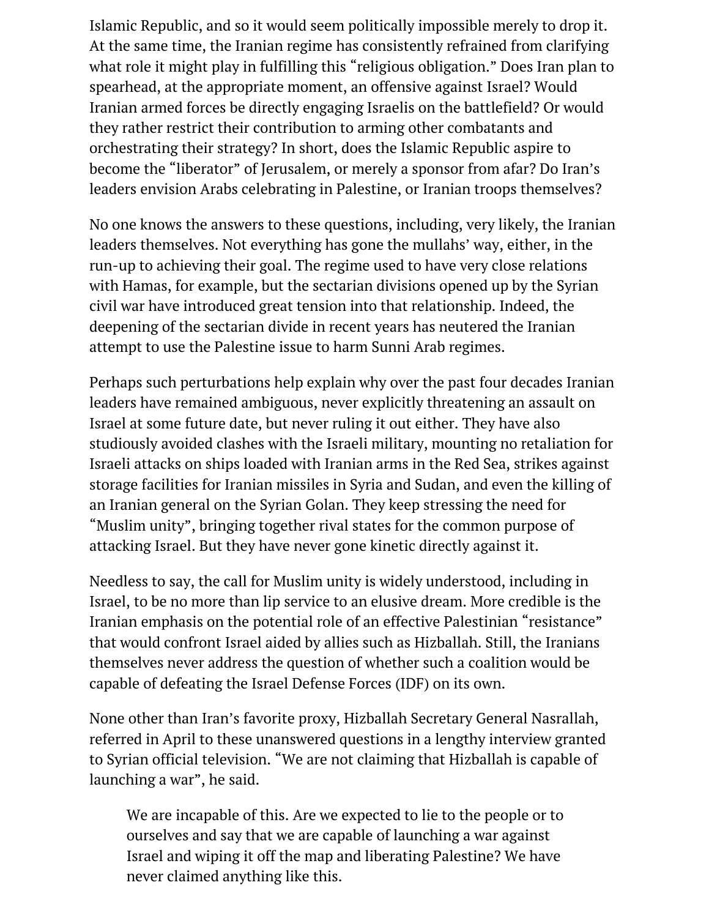Islamic Republic, and so it would seem politically impossible merely to drop it. At the same time, the Iranian regime has consistently refrained from clarifying what role it might play in fulfilling this “religious obligation.” Does Iran plan to spearhead, at the appropriate moment, an offensive against Israel? Would Iranian armed forces be directly engaging Israelis on the battlefield? Or would they rather restrict their contribution to arming other combatants and orchestrating their strategy? In short, does the Islamic Republic aspire to become the “liberator” of Jerusalem, or merely a sponsor from afar? Do Iran’s leaders envision Arabs celebrating in Palestine, or Iranian troops themselves?

No one knows the answers to these questions, including, very likely, the Iranian leaders themselves. Not everything has gone the mullahs’ way, either, in the run-up to achieving their goal. The regime used to have very close relations with Hamas, for example, but the sectarian divisions opened up by the Syrian civil war have introduced great tension into that relationship. Indeed, the deepening of the sectarian divide in recent years has neutered the Iranian attempt to use the Palestine issue to harm Sunni Arab regimes.

Perhaps such perturbations help explain why over the past four decades Iranian leaders have remained ambiguous, never explicitly threatening an assault on Israel at some future date, but never ruling it out either. They have also studiously avoided clashes with the Israeli military, mounting no retaliation for Israeli attacks on ships loaded with Iranian arms in the Red Sea, strikes against storage facilities for Iranian missiles in Syria and Sudan, and even the killing of an Iranian general on the Syrian Golan. They keep stressing the need for “Muslim unity”, bringing together rival states for the common purpose of attacking Israel. But they have never gone kinetic directly against it.

Needless to say, the call for Muslim unity is widely understood, including in Israel, to be no more than lip service to an elusive dream. More credible is the Iranian emphasis on the potential role of an effective Palestinian “resistance” that would confront Israel aided by allies such as Hizballah. Still, the Iranians themselves never address the question of whether such a coalition would be capable of defeating the Israel Defense Forces (IDF) on its own.

None other than Iran’s favorite proxy, Hizballah Secretary General Nasrallah, referred in April to these unanswered questions in a lengthy interview granted to Syrian official television. “We are not claiming that Hizballah is capable of launching a war”, he said.

> We are incapable of this. Are we expected to lie to the people or to ourselves and say that we are capable of launching a war against Israel and wiping it off the map and liberating Palestine? We have never claimed anything like this.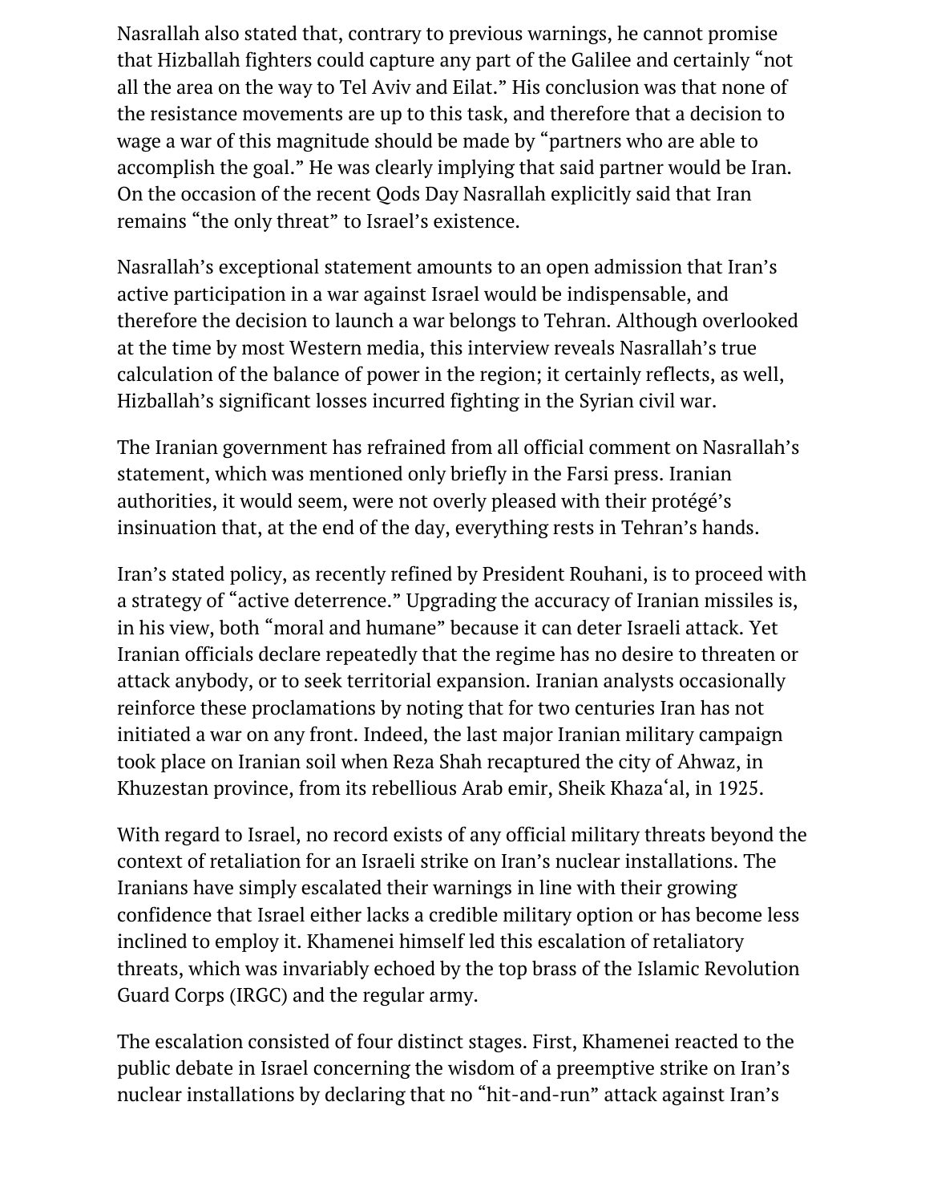Nasrallah also stated that, contrary to previous warnings, he cannot promise that Hizballah fighters could capture any part of the Galilee and certainly "not all the area on the way to Tel Aviv and Eilat." His conclusion was that none of the resistance movements are up to this task, and therefore that a decision to wage a war of this magnitude should be made by "partners who are able to accomplish the goal." He was clearly implying that said partner would be Iran. On the occasion of the recent Qods Day Nasrallah explicitly said that Iran remains "the only threat" to Israel's existence.

Nasrallah's exceptional statement amounts to an open admission that Iran's active participation in a war against Israel would be indispensable, and therefore the decision to launch a war belongs to Tehran. Although overlooked at the time by most Western media, this interview reveals Nasrallah's true calculation of the balance of power in the region; it certainly reflects, as well, Hizballah's significant losses incurred fighting in the Syrian civil war.

The Iranian government has refrained from all official comment on Nasrallah's statement, which was mentioned only briefly in the Farsi press. Iranian authorities, it would seem, were not overly pleased with their protégé's insinuation that, at the end of the day, everything rests in Tehran's hands.

Iran's stated policy, as recently refined by President Rouhani, is to proceed with a strategy of "active deterrence." Upgrading the accuracy of Iranian missiles is, in his view, both "moral and humane" because it can deter Israeli attack. Yet Iranian officials declare repeatedly that the regime has no desire to threaten or attack anybody, or to seek territorial expansion. Iranian analysts occasionally reinforce these proclamations by noting that for two centuries Iran has not initiated a war on any front. Indeed, the last major Iranian military campaign took place on Iranian soil when Reza Shah recaptured the city of Ahwaz, in Khuzestan province, from its rebellious Arab emir, Sheik Khazaʿal, in 1925.

With regard to Israel, no record exists of any official military threats beyond the context of retaliation for an Israeli strike on Iran's nuclear installations. The Iranians have simply escalated their warnings in line with their growing confidence that Israel either lacks a credible military option or has become less inclined to employ it. Khamenei himself led this escalation of retaliatory threats, which was invariably echoed by the top brass of the Islamic Revolution Guard Corps (IRGC) and the regular army.

The escalation consisted of four distinct stages. First, Khamenei reacted to the public debate in Israel concerning the wisdom of a preemptive strike on Iran's nuclear installations by declaring that no "hit-and-run" attack against Iran's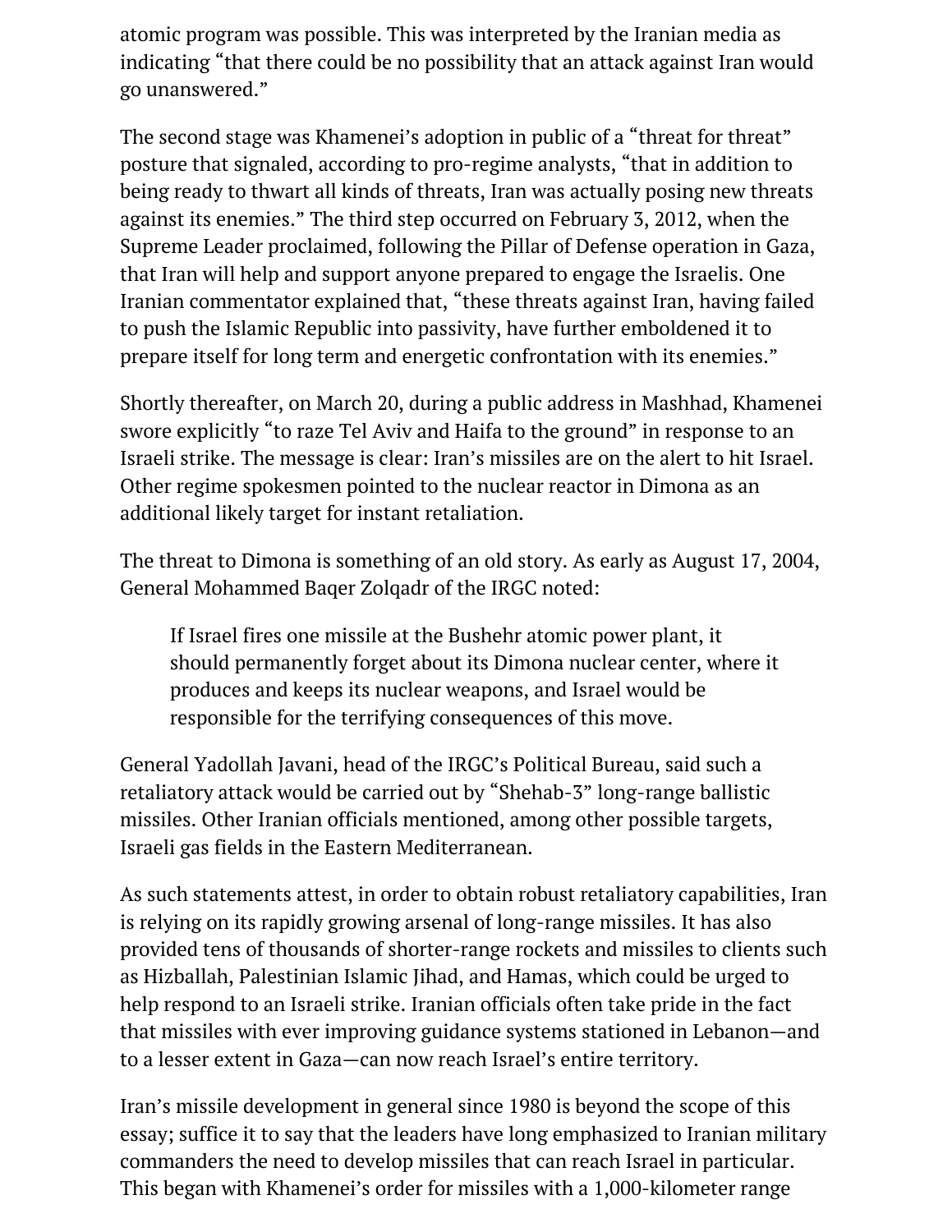atomic program was possible. This was interpreted by the Iranian media as indicating "that there could be no possibility that an attack against Iran would go unanswered."

The second stage was Khamenei's adoption in public of a "threat for threat" posture that signaled, according to pro-regime analysts, "that in addition to being ready to thwart all kinds of threats, Iran was actually posing new threats against its enemies." The third step occurred on February 3, 2012, when the Supreme Leader proclaimed, following the Pillar of Defense operation in Gaza, that Iran will help and support anyone prepared to engage the Israelis. One Iranian commentator explained that, "these threats against Iran, having failed to push the Islamic Republic into passivity, have further emboldened it to prepare itself for long term and energetic confrontation with its enemies."

Shortly thereafter, on March 20, during a public address in Mashhad, Khamenei swore explicitly "to raze Tel Aviv and Haifa to the ground" in response to an Israeli strike. The message is clear: Iran's missiles are on the alert to hit Israel. Other regime spokesmen pointed to the nuclear reactor in Dimona as an additional likely target for instant retaliation.

The threat to Dimona is something of an old story. As early as August 17, 2004, General Mohammed Baqer Zolqadr of the IRGC noted:

> If Israel fires one missile at the Bushehr atomic power plant, it should permanently forget about its Dimona nuclear center, where it produces and keeps its nuclear weapons, and Israel would be responsible for the terrifying consequences of this move.

General Yadollah Javani, head of the IRGC's Political Bureau, said such a retaliatory attack would be carried out by "Shehab-3" long-range ballistic missiles. Other Iranian officials mentioned, among other possible targets, Israeli gas fields in the Eastern Mediterranean.

As such statements attest, in order to obtain robust retaliatory capabilities, Iran is relying on its rapidly growing arsenal of long-range missiles. It has also provided tens of thousands of shorter-range rockets and missiles to clients such as Hizballah, Palestinian Islamic Jihad, and Hamas, which could be urged to help respond to an Israeli strike. Iranian officials often take pride in the fact that missiles with ever improving guidance systems stationed in Lebanon—and to a lesser extent in Gaza—can now reach Israel's entire territory.

Iran's missile development in general since 1980 is beyond the scope of this essay; suffice it to say that the leaders have long emphasized to Iranian military commanders the need to develop missiles that can reach Israel in particular. This began with Khamenei's order for missiles with a 1,000-kilometer range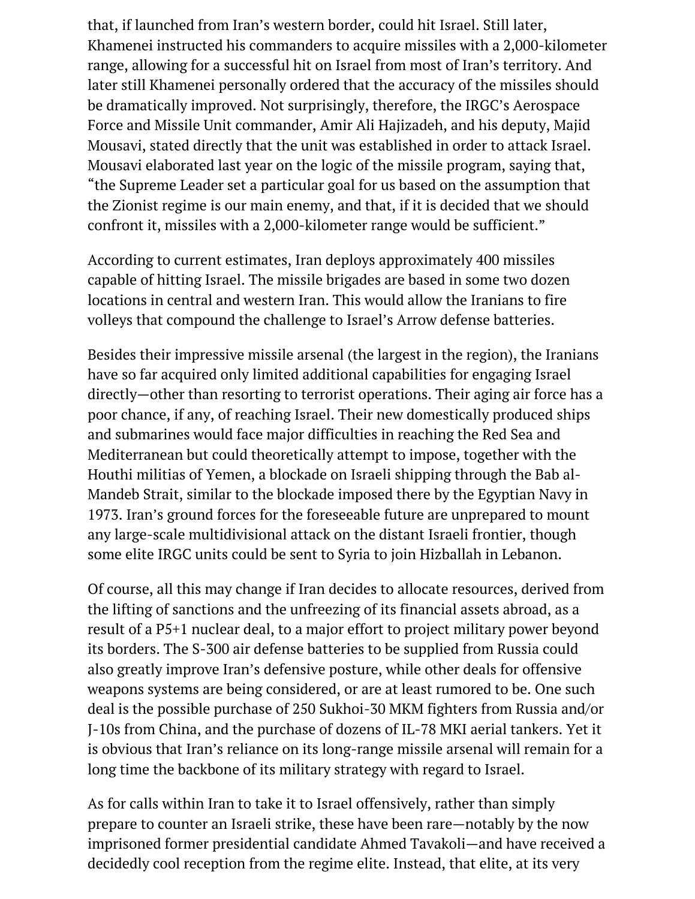that, if launched from Iran's western border, could hit Israel. Still later, Khamenei instructed his commanders to acquire missiles with a 2,000-kilometer range, allowing for a successful hit on Israel from most of Iran's territory. And later still Khamenei personally ordered that the accuracy of the missiles should be dramatically improved. Not surprisingly, therefore, the IRGC's Aerospace Force and Missile Unit commander, Amir Ali Hajizadeh, and his deputy, Majid Mousavi, stated directly that the unit was established in order to attack Israel. Mousavi elaborated last year on the logic of the missile program, saying that, "the Supreme Leader set a particular goal for us based on the assumption that the Zionist regime is our main enemy, and that, if it is decided that we should confront it, missiles with a 2,000-kilometer range would be sufficient."

According to current estimates, Iran deploys approximately 400 missiles capable of hitting Israel. The missile brigades are based in some two dozen locations in central and western Iran. This would allow the Iranians to fire volleys that compound the challenge to Israel's Arrow defense batteries.

Besides their impressive missile arsenal (the largest in the region), the Iranians have so far acquired only limited additional capabilities for engaging Israel directly—other than resorting to terrorist operations. Their aging air force has a poor chance, if any, of reaching Israel. Their new domestically produced ships and submarines would face major difficulties in reaching the Red Sea and Mediterranean but could theoretically attempt to impose, together with the Houthi militias of Yemen, a blockade on Israeli shipping through the Bab al-Mandeb Strait, similar to the blockade imposed there by the Egyptian Navy in 1973. Iran's ground forces for the foreseeable future are unprepared to mount any large-scale multidivisional attack on the distant Israeli frontier, though some elite IRGC units could be sent to Syria to join Hizballah in Lebanon.

Of course, all this may change if Iran decides to allocate resources, derived from the lifting of sanctions and the unfreezing of its financial assets abroad, as a result of a P5+1 nuclear deal, to a major effort to project military power beyond its borders. The S-300 air defense batteries to be supplied from Russia could also greatly improve Iran's defensive posture, while other deals for offensive weapons systems are being considered, or are at least rumored to be. One such deal is the possible purchase of 250 Sukhoi-30 MKM fighters from Russia and/or J-10s from China, and the purchase of dozens of IL-78 MKI aerial tankers. Yet it is obvious that Iran's reliance on its long-range missile arsenal will remain for a long time the backbone of its military strategy with regard to Israel.

As for calls within Iran to take it to Israel offensively, rather than simply prepare to counter an Israeli strike, these have been rare—notably by the now imprisoned former presidential candidate Ahmed Tavakoli—and have received a decidedly cool reception from the regime elite. Instead, that elite, at its very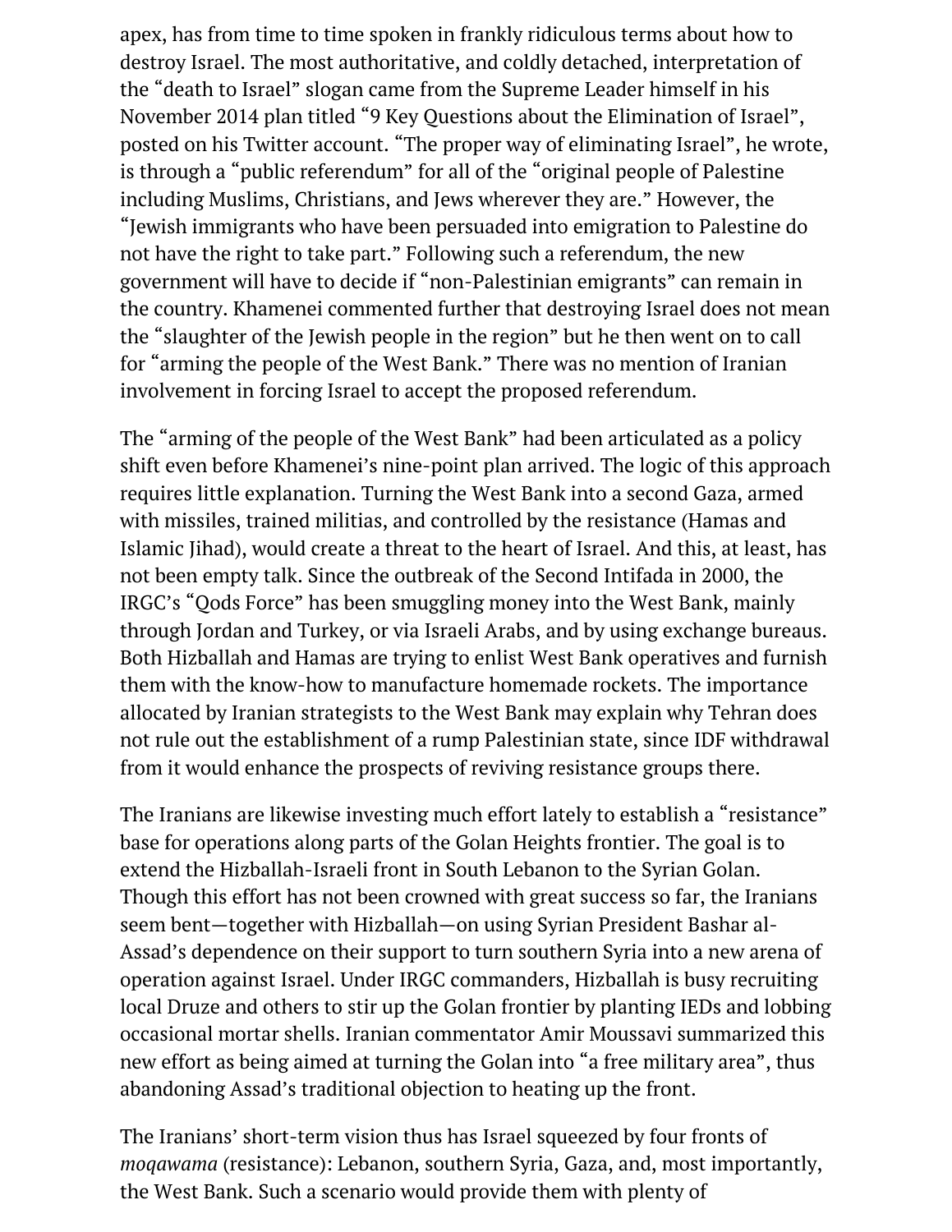apex, has from time to time spoken in frankly ridiculous terms about how to destroy Israel. The most authoritative, and coldly detached, interpretation of the "death to Israel" slogan came from the Supreme Leader himself in his November 2014 plan titled "9 Key Questions about the Elimination of Israel", posted on his Twitter account. "The proper way of eliminating Israel", he wrote, is through a "public referendum" for all of the "original people of Palestine including Muslims, Christians, and Jews wherever they are." However, the "Jewish immigrants who have been persuaded into emigration to Palestine do not have the right to take part." Following such a referendum, the new government will have to decide if "non-Palestinian emigrants" can remain in the country. Khamenei commented further that destroying Israel does not mean the "slaughter of the Jewish people in the region" but he then went on to call for "arming the people of the West Bank." There was no mention of Iranian involvement in forcing Israel to accept the proposed referendum.

The "arming of the people of the West Bank" had been articulated as a policy shift even before Khamenei's nine-point plan arrived. The logic of this approach requires little explanation. Turning the West Bank into a second Gaza, armed with missiles, trained militias, and controlled by the resistance (Hamas and Islamic Jihad), would create a threat to the heart of Israel. And this, at least, has not been empty talk. Since the outbreak of the Second Intifada in 2000, the IRGC's "Qods Force" has been smuggling money into the West Bank, mainly through Jordan and Turkey, or via Israeli Arabs, and by using exchange bureaus. Both Hizballah and Hamas are trying to enlist West Bank operatives and furnish them with the know-how to manufacture homemade rockets. The importance allocated by Iranian strategists to the West Bank may explain why Tehran does not rule out the establishment of a rump Palestinian state, since IDF withdrawal from it would enhance the prospects of reviving resistance groups there.

The Iranians are likewise investing much effort lately to establish a "resistance" base for operations along parts of the Golan Heights frontier. The goal is to extend the Hizballah-Israeli front in South Lebanon to the Syrian Golan. Though this effort has not been crowned with great success so far, the Iranians seem bent—together with Hizballah—on using Syrian President Bashar al-Assad's dependence on their support to turn southern Syria into a new arena of operation against Israel. Under IRGC commanders, Hizballah is busy recruiting local Druze and others to stir up the Golan frontier by planting IEDs and lobbing occasional mortar shells. Iranian commentator Amir Moussavi summarized this new effort as being aimed at turning the Golan into "a free military area", thus abandoning Assad's traditional objection to heating up the front.

The Iranians' short-term vision thus has Israel squeezed by four fronts of *moqawama* (resistance): Lebanon, southern Syria, Gaza, and, most importantly, the West Bank. Such a scenario would provide them with plenty of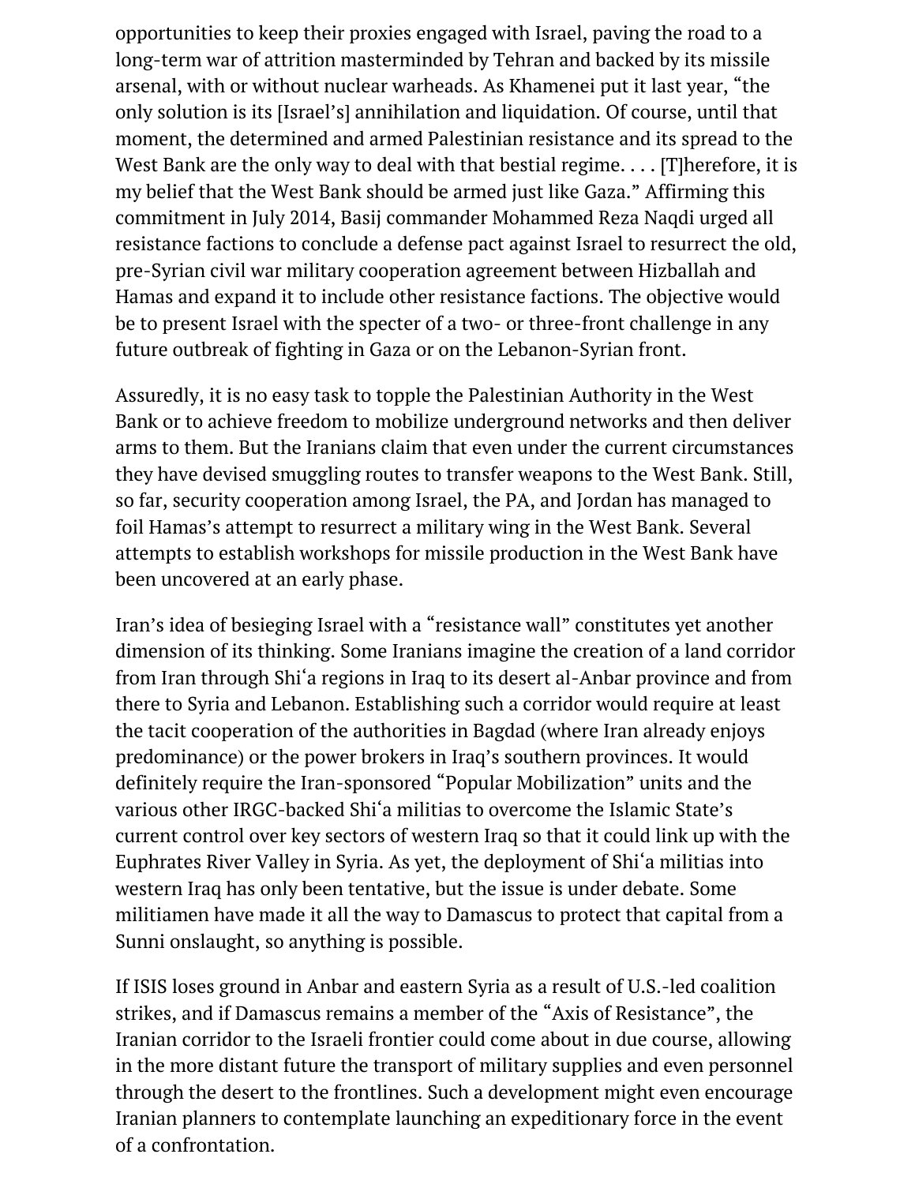opportunities to keep their proxies engaged with Israel, paving the road to a long-term war of attrition masterminded by Tehran and backed by its missile arsenal, with or without nuclear warheads. As Khamenei put it last year, "the only solution is its [Israel's] annihilation and liquidation. Of course, until that moment, the determined and armed Palestinian resistance and its spread to the West Bank are the only way to deal with that bestial regime. . . . [T]herefore, it is my belief that the West Bank should be armed just like Gaza." Affirming this commitment in July 2014, Basij commander Mohammed Reza Naqdi urged all resistance factions to conclude a defense pact against Israel to resurrect the old, pre-Syrian civil war military cooperation agreement between Hizballah and Hamas and expand it to include other resistance factions. The objective would be to present Israel with the specter of a two- or three-front challenge in any future outbreak of fighting in Gaza or on the Lebanon-Syrian front.

Assuredly, it is no easy task to topple the Palestinian Authority in the West Bank or to achieve freedom to mobilize underground networks and then deliver arms to them. But the Iranians claim that even under the current circumstances they have devised smuggling routes to transfer weapons to the West Bank. Still, so far, security cooperation among Israel, the PA, and Jordan has managed to foil Hamas's attempt to resurrect a military wing in the West Bank. Several attempts to establish workshops for missile production in the West Bank have been uncovered at an early phase.

Iran's idea of besieging Israel with a "resistance wall" constitutes yet another dimension of its thinking. Some Iranians imagine the creation of a land corridor from Iran through Shiʿa regions in Iraq to its desert al-Anbar province and from there to Syria and Lebanon. Establishing such a corridor would require at least the tacit cooperation of the authorities in Bagdad (where Iran already enjoys predominance) or the power brokers in Iraq's southern provinces. It would definitely require the Iran-sponsored "Popular Mobilization" units and the various other IRGC-backed Shiʿa militias to overcome the Islamic State's current control over key sectors of western Iraq so that it could link up with the Euphrates River Valley in Syria. As yet, the deployment of Shiʿa militias into western Iraq has only been tentative, but the issue is under debate. Some militiamen have made it all the way to Damascus to protect that capital from a Sunni onslaught, so anything is possible.

If ISIS loses ground in Anbar and eastern Syria as a result of U.S.-led coalition strikes, and if Damascus remains a member of the "Axis of Resistance", the Iranian corridor to the Israeli frontier could come about in due course, allowing in the more distant future the transport of military supplies and even personnel through the desert to the frontlines. Such a development might even encourage Iranian planners to contemplate launching an expeditionary force in the event of a confrontation.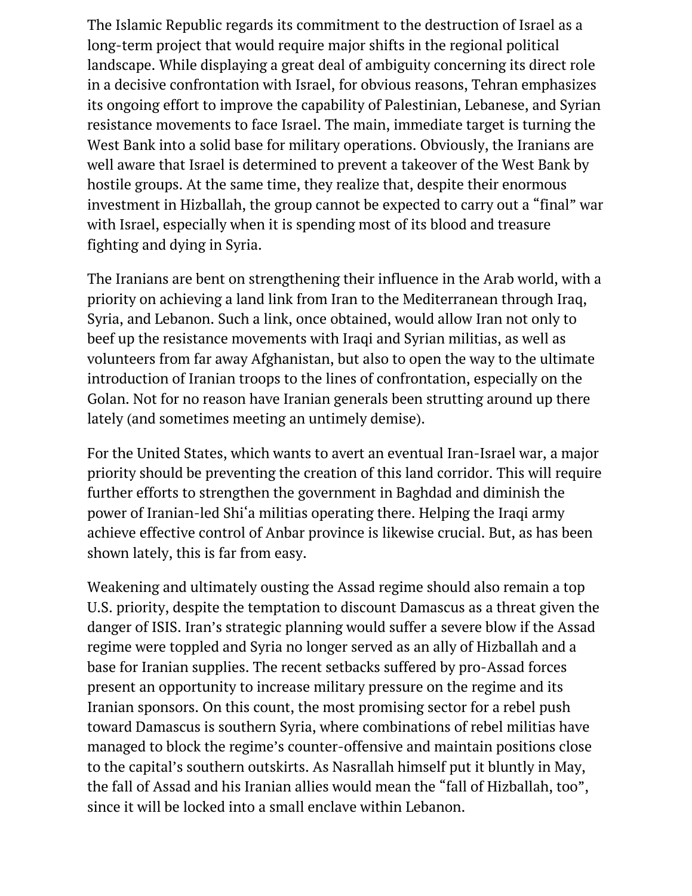The Islamic Republic regards its commitment to the destruction of Israel as a long-term project that would require major shifts in the regional political landscape. While displaying a great deal of ambiguity concerning its direct role in a decisive confrontation with Israel, for obvious reasons, Tehran emphasizes its ongoing effort to improve the capability of Palestinian, Lebanese, and Syrian resistance movements to face Israel. The main, immediate target is turning the West Bank into a solid base for military operations. Obviously, the Iranians are well aware that Israel is determined to prevent a takeover of the West Bank by hostile groups. At the same time, they realize that, despite their enormous investment in Hizballah, the group cannot be expected to carry out a "final" war with Israel, especially when it is spending most of its blood and treasure fighting and dying in Syria.

The Iranians are bent on strengthening their influence in the Arab world, with a priority on achieving a land link from Iran to the Mediterranean through Iraq, Syria, and Lebanon. Such a link, once obtained, would allow Iran not only to beef up the resistance movements with Iraqi and Syrian militias, as well as volunteers from far away Afghanistan, but also to open the way to the ultimate introduction of Iranian troops to the lines of confrontation, especially on the Golan. Not for no reason have Iranian generals been strutting around up there lately (and sometimes meeting an untimely demise).

For the United States, which wants to avert an eventual Iran-Israel war, a major priority should be preventing the creation of this land corridor. This will require further efforts to strengthen the government in Baghdad and diminish the power of Iranian-led Shiʿa militias operating there. Helping the Iraqi army achieve effective control of Anbar province is likewise crucial. But, as has been shown lately, this is far from easy.

Weakening and ultimately ousting the Assad regime should also remain a top U.S. priority, despite the temptation to discount Damascus as a threat given the danger of ISIS. Iran's strategic planning would suffer a severe blow if the Assad regime were toppled and Syria no longer served as an ally of Hizballah and a base for Iranian supplies. The recent setbacks suffered by pro-Assad forces present an opportunity to increase military pressure on the regime and its Iranian sponsors. On this count, the most promising sector for a rebel push toward Damascus is southern Syria, where combinations of rebel militias have managed to block the regime's counter-offensive and maintain positions close to the capital's southern outskirts. As Nasrallah himself put it bluntly in May, the fall of Assad and his Iranian allies would mean the "fall of Hizballah, too", since it will be locked into a small enclave within Lebanon.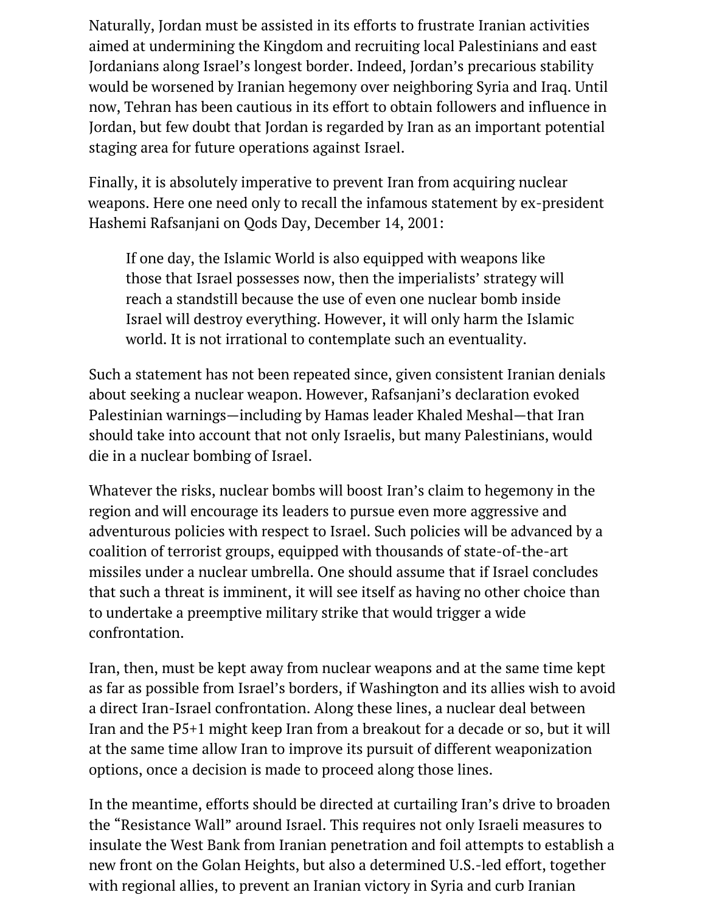Naturally, Jordan must be assisted in its efforts to frustrate Iranian activities aimed at undermining the Kingdom and recruiting local Palestinians and east Jordanians along Israel's longest border. Indeed, Jordan's precarious stability would be worsened by Iranian hegemony over neighboring Syria and Iraq. Until now, Tehran has been cautious in its effort to obtain followers and influence in Jordan, but few doubt that Jordan is regarded by Iran as an important potential staging area for future operations against Israel.

Finally, it is absolutely imperative to prevent Iran from acquiring nuclear weapons. Here one need only to recall the infamous statement by ex-president Hashemi Rafsanjani on Qods Day, December 14, 2001:

> If one day, the Islamic World is also equipped with weapons like those that Israel possesses now, then the imperialists' strategy will reach a standstill because the use of even one nuclear bomb inside Israel will destroy everything. However, it will only harm the Islamic world. It is not irrational to contemplate such an eventuality.

Such a statement has not been repeated since, given consistent Iranian denials about seeking a nuclear weapon. However, Rafsanjani's declaration evoked Palestinian warnings—including by Hamas leader Khaled Meshal—that Iran should take into account that not only Israelis, but many Palestinians, would die in a nuclear bombing of Israel.

Whatever the risks, nuclear bombs will boost Iran's claim to hegemony in the region and will encourage its leaders to pursue even more aggressive and adventurous policies with respect to Israel. Such policies will be advanced by a coalition of terrorist groups, equipped with thousands of state-of-the-art missiles under a nuclear umbrella. One should assume that if Israel concludes that such a threat is imminent, it will see itself as having no other choice than to undertake a preemptive military strike that would trigger a wide confrontation.

Iran, then, must be kept away from nuclear weapons and at the same time kept as far as possible from Israel's borders, if Washington and its allies wish to avoid a direct Iran-Israel confrontation. Along these lines, a nuclear deal between Iran and the P5+1 might keep Iran from a breakout for a decade or so, but it will at the same time allow Iran to improve its pursuit of different weaponization options, once a decision is made to proceed along those lines.

In the meantime, efforts should be directed at curtailing Iran's drive to broaden the "Resistance Wall" around Israel. This requires not only Israeli measures to insulate the West Bank from Iranian penetration and foil attempts to establish a new front on the Golan Heights, but also a determined U.S.-led effort, together with regional allies, to prevent an Iranian victory in Syria and curb Iranian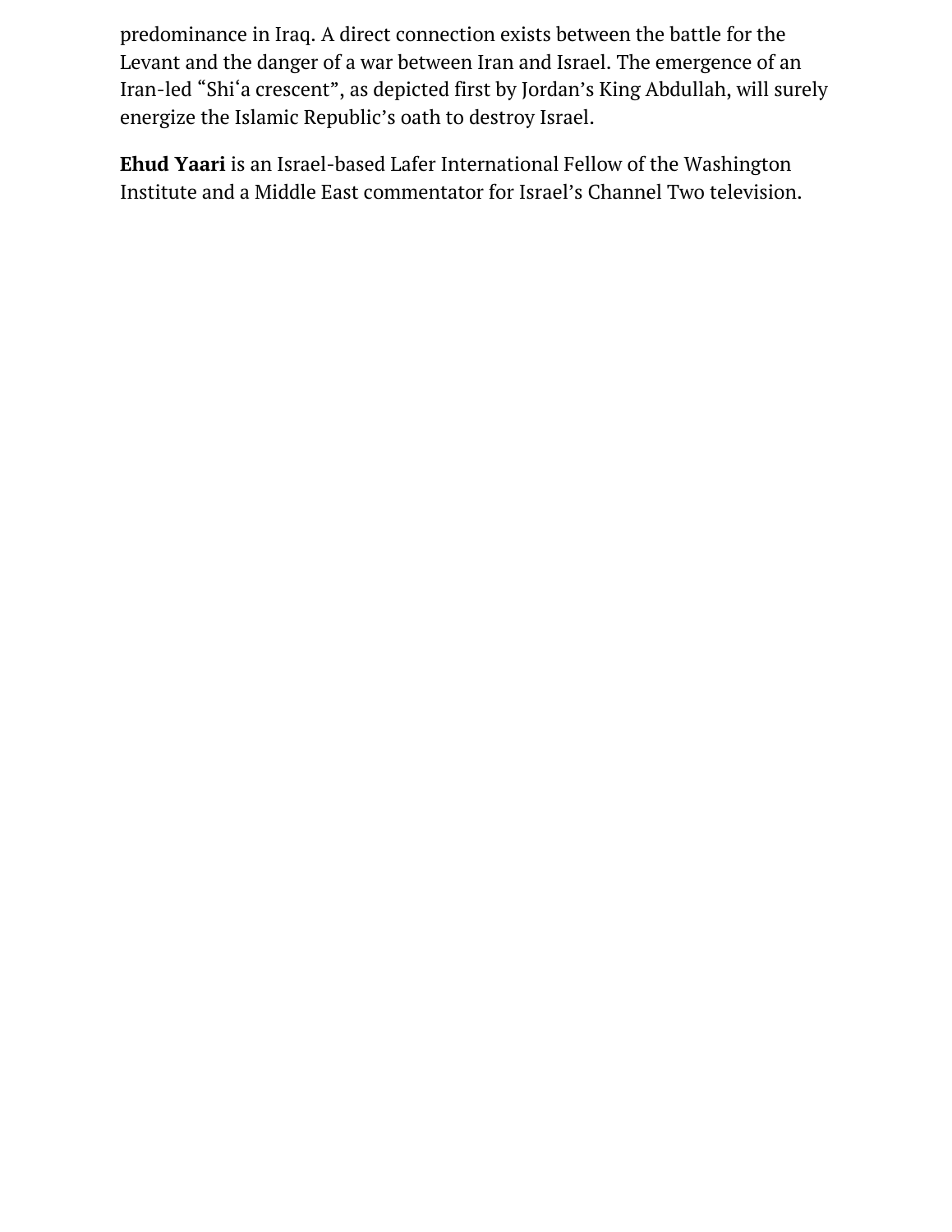predominance in Iraq. A direct connection exists between the battle for the Levant and the danger of a war between Iran and Israel. The emergence of an Iran-led “Shiʿa crescent”, as depicted first by Jordan’s King Abdullah, will surely energize the Islamic Republic’s oath to destroy Israel.

**Ehud Yaari** is an Israel-based Lafer International Fellow of the Washington Institute and a Middle East commentator for Israel’s Channel Two television.